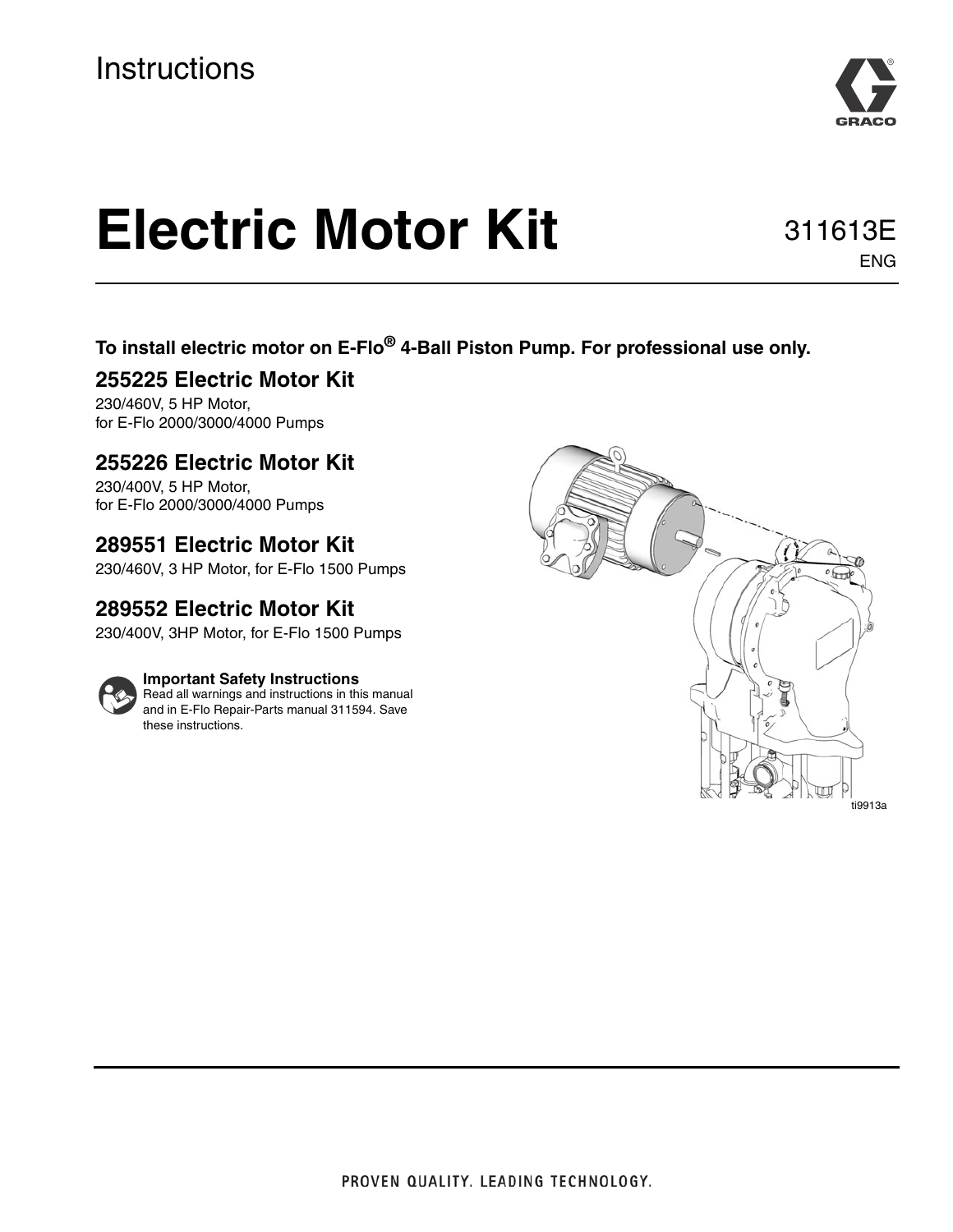Instructions

# Electric Motor Kit

311613E
ENG

**To install electric motor on E-Flo® 4-Ball Piston Pump. For professional use only.**

## 255225 Electric Motor Kit

230/460V, 5 HP Motor,
for E-Flo 2000/3000/4000 Pumps

## 255226 Electric Motor Kit

230/400V, 5 HP Motor,
for E-Flo 2000/3000/4000 Pumps

## 289551 Electric Motor Kit

230/460V, 3 HP Motor, for E-Flo 1500 Pumps

## 289552 Electric Motor Kit

230/400V, 3HP Motor, for E-Flo 1500 Pumps

**Important Safety Instructions**
Read all warnings and instructions in this manual and in E-Flo Repair-Parts manual 311594. Save these instructions.

ti9913a

PROVEN QUALITY. LEADING TECHNOLOGY.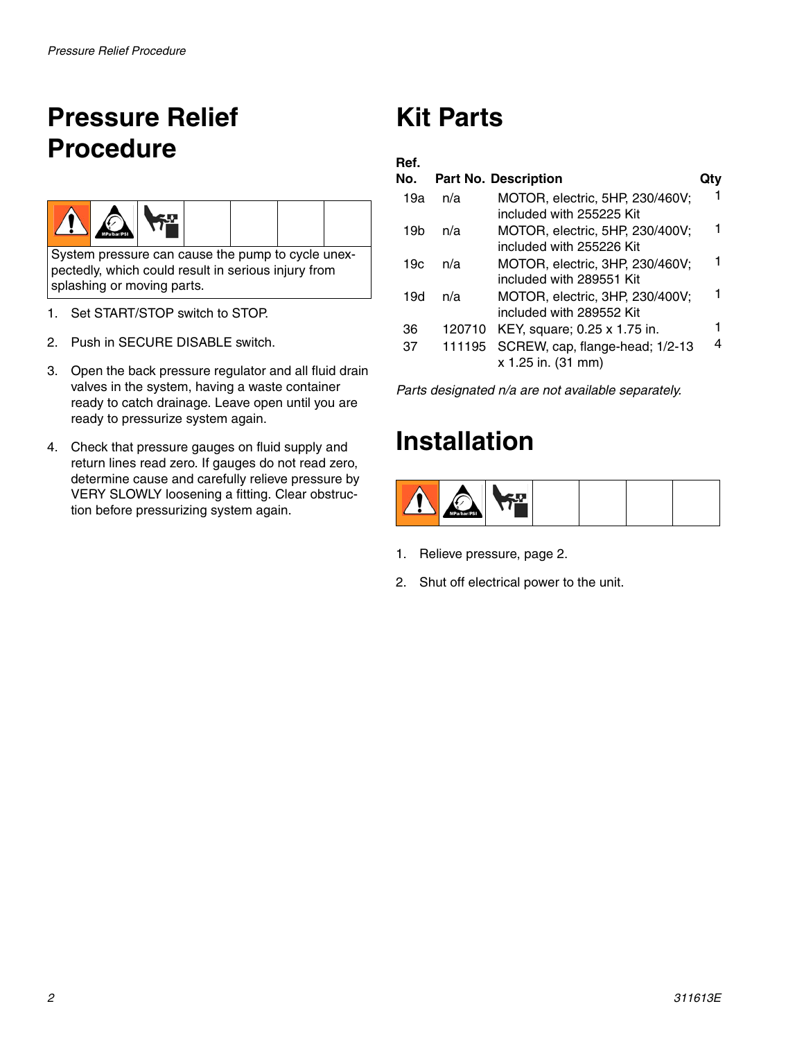# Pressure Relief Procedure

System pressure can cause the pump to cycle unexpectedly, which could result in serious injury from splashing or moving parts.

1. Set START/STOP switch to STOP.
2. Push in SECURE DISABLE switch.
3. Open the back pressure regulator and all fluid drain valves in the system, having a waste container ready to catch drainage. Leave open until you are ready to pressurize system again.
4. Check that pressure gauges on fluid supply and return lines read zero. If gauges do not read zero, determine cause and carefully relieve pressure by VERY SLOWLY loosening a fitting. Clear obstruction before pressurizing system again.

# Kit Parts

| Ref. No. | Part No. | Description | Qty |
|---|---|---|---|
| 19a | n/a | MOTOR, electric, 5HP, 230/460V; included with 255225 Kit | 1 |
| 19b | n/a | MOTOR, electric, 5HP, 230/400V; included with 255226 Kit | 1 |
| 19c | n/a | MOTOR, electric, 3HP, 230/460V; included with 289551 Kit | 1 |
| 19d | n/a | MOTOR, electric, 3HP, 230/400V; included with 289552 Kit | 1 |
| 36 | 120710 | KEY, square; 0.25 x 1.75 in. | 1 |
| 37 | 111195 | SCREW, cap, flange-head; 1/2-13 x 1.25 in. (31 mm) | 4 |

*Parts designated n/a are not available separately.*

# Installation

1. Relieve pressure, page 2.
2. Shut off electrical power to the unit.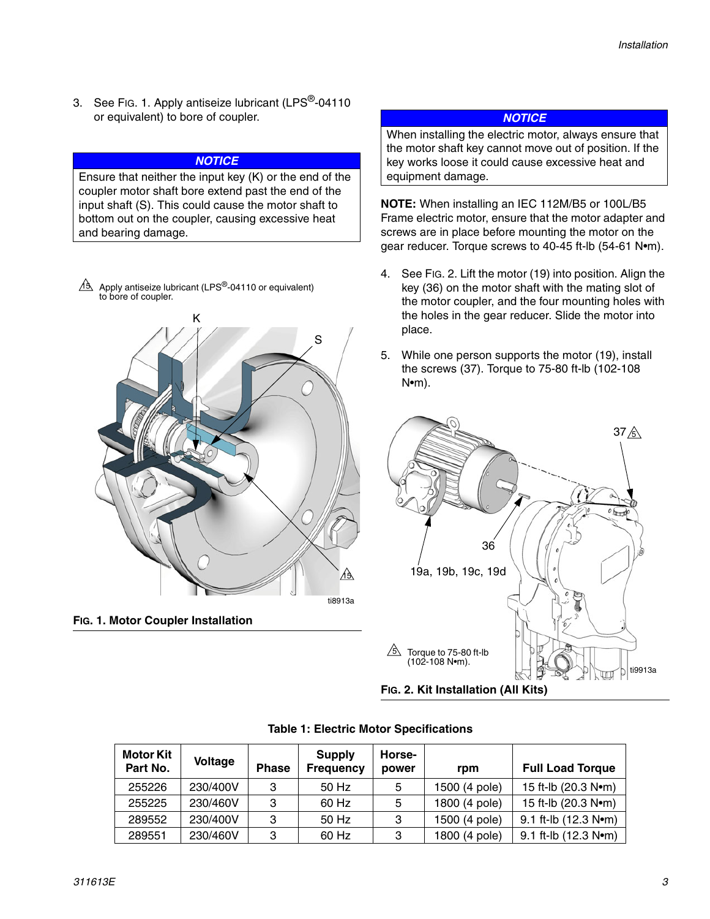3. See FIG. 1. Apply antiseize lubricant (LPS®-04110 or equivalent) to bore of coupler.

**NOTICE**

Ensure that neither the input key (K) or the end of the coupler motor shaft bore extend past the end of the input shaft (S). This could cause the motor shaft to bottom out on the coupler, causing excessive heat and bearing damage.

15 Apply antiseize lubricant (LPS®-04110 or equivalent) to bore of coupler.

**FIG. 1. Motor Coupler Installation**

**NOTICE**

When installing the electric motor, always ensure that the motor shaft key cannot move out of position. If the key works loose it could cause excessive heat and equipment damage.

**NOTE:** When installing an IEC 112M/B5 or 100L/B5 Frame electric motor, ensure that the motor adapter and screws are in place before mounting the motor on the gear reducer. Torque screws to 40-45 ft-lb (54-61 N•m).

4. See FIG. 2. Lift the motor (19) into position. Align the key (36) on the motor shaft with the mating slot of the motor coupler, and the four mounting holes with the holes in the gear reducer. Slide the motor into place.
5. While one person supports the motor (19), install the screws (37). Torque to 75-80 ft-lb (102-108 N•m).

5 Torque to 75-80 ft-lb (102-108 N•m).

**FIG. 2. Kit Installation (All Kits)**

**Table 1: Electric Motor Specifications**

| Motor Kit Part No. | Voltage | Phase | Supply Frequency | Horse-power | rpm | Full Load Torque |
|---|---|---|---|---|---|---|
| 255226 | 230/400V | 3 | 50 Hz | 5 | 1500 (4 pole) | 15 ft-lb (20.3 N•m) |
| 255225 | 230/460V | 3 | 60 Hz | 5 | 1800 (4 pole) | 15 ft-lb (20.3 N•m) |
| 289552 | 230/400V | 3 | 50 Hz | 3 | 1500 (4 pole) | 9.1 ft-lb (12.3 N•m) |
| 289551 | 230/460V | 3 | 60 Hz | 3 | 1800 (4 pole) | 9.1 ft-lb (12.3 N•m) |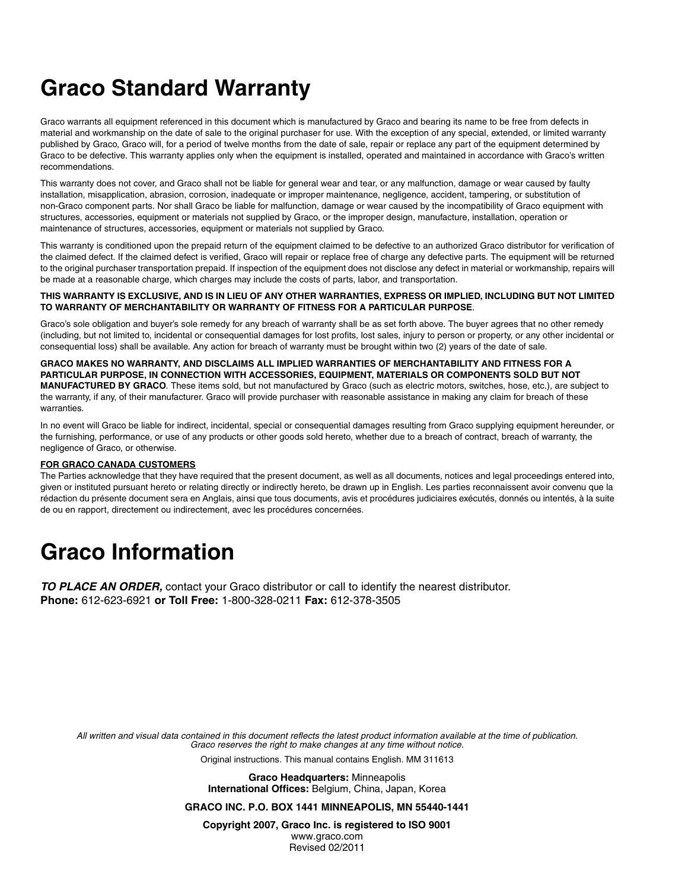# Graco Standard Warranty

Graco warrants all equipment referenced in this document which is manufactured by Graco and bearing its name to be free from defects in material and workmanship on the date of sale to the original purchaser for use. With the exception of any special, extended, or limited warranty published by Graco, Graco will, for a period of twelve months from the date of sale, repair or replace any part of the equipment determined by Graco to be defective. This warranty applies only when the equipment is installed, operated and maintained in accordance with Graco's written recommendations.

This warranty does not cover, and Graco shall not be liable for general wear and tear, or any malfunction, damage or wear caused by faulty installation, misapplication, abrasion, corrosion, inadequate or improper maintenance, negligence, accident, tampering, or substitution of non-Graco component parts. Nor shall Graco be liable for malfunction, damage or wear caused by the incompatibility of Graco equipment with structures, accessories, equipment or materials not supplied by Graco, or the improper design, manufacture, installation, operation or maintenance of structures, accessories, equipment or materials not supplied by Graco.

This warranty is conditioned upon the prepaid return of the equipment claimed to be defective to an authorized Graco distributor for verification of the claimed defect. If the claimed defect is verified, Graco will repair or replace free of charge any defective parts. The equipment will be returned to the original purchaser transportation prepaid. If inspection of the equipment does not disclose any defect in material or workmanship, repairs will be made at a reasonable charge, which charges may include the costs of parts, labor, and transportation.

**THIS WARRANTY IS EXCLUSIVE, AND IS IN LIEU OF ANY OTHER WARRANTIES, EXPRESS OR IMPLIED, INCLUDING BUT NOT LIMITED TO WARRANTY OF MERCHANTABILITY OR WARRANTY OF FITNESS FOR A PARTICULAR PURPOSE**.

Graco's sole obligation and buyer's sole remedy for any breach of warranty shall be as set forth above. The buyer agrees that no other remedy (including, but not limited to, incidental or consequential damages for lost profits, lost sales, injury to person or property, or any other incidental or consequential loss) shall be available. Any action for breach of warranty must be brought within two (2) years of the date of sale.

**GRACO MAKES NO WARRANTY, AND DISCLAIMS ALL IMPLIED WARRANTIES OF MERCHANTABILITY AND FITNESS FOR A PARTICULAR PURPOSE, IN CONNECTION WITH ACCESSORIES, EQUIPMENT, MATERIALS OR COMPONENTS SOLD BUT NOT MANUFACTURED BY GRACO**. These items sold, but not manufactured by Graco (such as electric motors, switches, hose, etc.), are subject to the warranty, if any, of their manufacturer. Graco will provide purchaser with reasonable assistance in making any claim for breach of these warranties.

In no event will Graco be liable for indirect, incidental, special or consequential damages resulting from Graco supplying equipment hereunder, or the furnishing, performance, or use of any products or other goods sold hereto, whether due to a breach of contract, breach of warranty, the negligence of Graco, or otherwise.

**FOR GRACO CANADA CUSTOMERS**

The Parties acknowledge that they have required that the present document, as well as all documents, notices and legal proceedings entered into, given or instituted pursuant hereto or relating directly or indirectly hereto, be drawn up in English. Les parties reconnaissent avoir convenu que la rédaction du présente document sera en Anglais, ainsi que tous documents, avis et procédures judiciaires exécutés, donnés ou intentés, à la suite de ou en rapport, directement ou indirectement, avec les procédures concernées.

# Graco Information

***TO PLACE AN ORDER,*** contact your Graco distributor or call to identify the nearest distributor.
**Phone:** 612-623-6921 **or Toll Free:** 1-800-328-0211 **Fax:** 612-378-3505

*All written and visual data contained in this document reflects the latest product information available at the time of publication. Graco reserves the right to make changes at any time without notice.*

Original instructions. This manual contains English. MM 311613

**Graco Headquarters:** Minneapolis
**International Offices:** Belgium, China, Japan, Korea

**GRACO INC. P.O. BOX 1441 MINNEAPOLIS, MN 55440-1441**

**Copyright 2007, Graco Inc. is registered to ISO 9001**
www.graco.com
Revised 02/2011